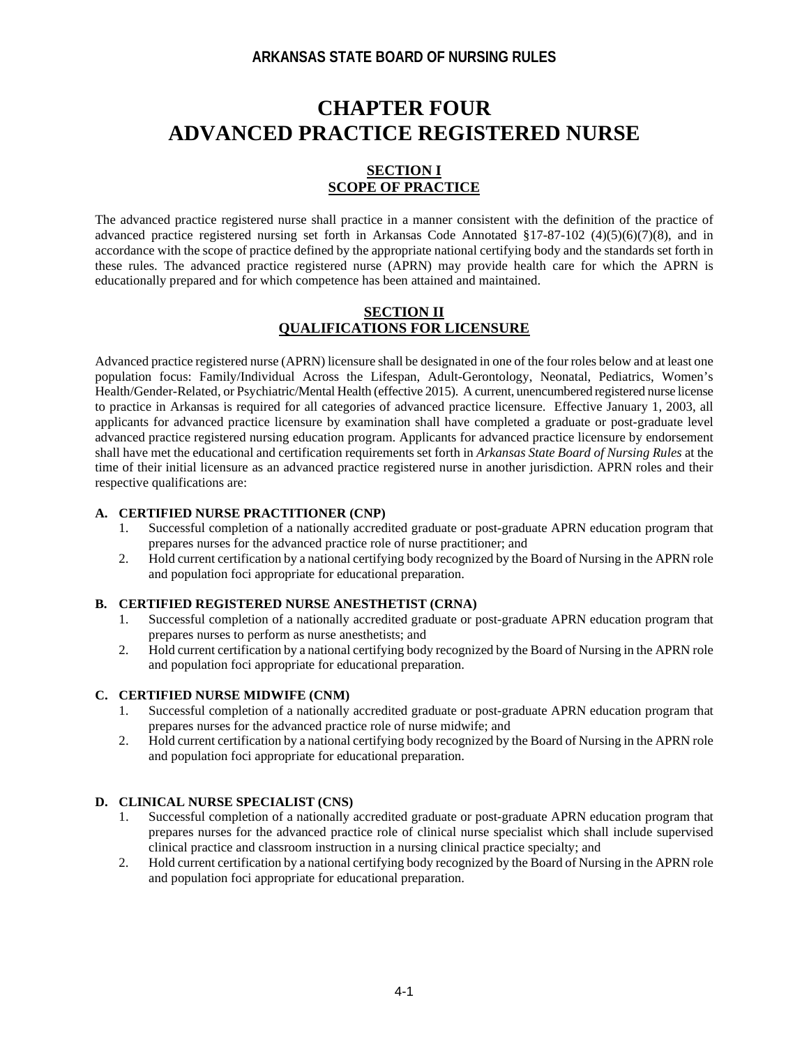# CHAPTER FOUR
# ADVANCED PRACTICE REGISTERED NURSE

## SECTION I
## SCOPE OF PRACTICE

The advanced practice registered nurse shall practice in a manner consistent with the definition of the practice of advanced practice registered nursing set forth in Arkansas Code Annotated §17-87-102 (4)(5)(6)(7)(8), and in accordance with the scope of practice defined by the appropriate national certifying body and the standards set forth in these rules. The advanced practice registered nurse (APRN) may provide health care for which the APRN is educationally prepared and for which competence has been attained and maintained.

## SECTION II
## QUALIFICATIONS FOR LICENSURE

Advanced practice registered nurse (APRN) licensure shall be designated in one of the four roles below and at least one population focus: Family/Individual Across the Lifespan, Adult-Gerontology, Neonatal, Pediatrics, Women's Health/Gender-Related, or Psychiatric/Mental Health (effective 2015). A current, unencumbered registered nurse license to practice in Arkansas is required for all categories of advanced practice licensure. Effective January 1, 2003, all applicants for advanced practice licensure by examination shall have completed a graduate or post-graduate level advanced practice registered nursing education program. Applicants for advanced practice licensure by endorsement shall have met the educational and certification requirements set forth in *Arkansas State Board of Nursing Rules* at the time of their initial licensure as an advanced practice registered nurse in another jurisdiction. APRN roles and their respective qualifications are:

**A. CERTIFIED NURSE PRACTITIONER (CNP)**

1. Successful completion of a nationally accredited graduate or post-graduate APRN education program that prepares nurses for the advanced practice role of nurse practitioner; and
2. Hold current certification by a national certifying body recognized by the Board of Nursing in the APRN role and population foci appropriate for educational preparation.

**B. CERTIFIED REGISTERED NURSE ANESTHETIST (CRNA)**

1. Successful completion of a nationally accredited graduate or post-graduate APRN education program that prepares nurses to perform as nurse anesthetists; and
2. Hold current certification by a national certifying body recognized by the Board of Nursing in the APRN role and population foci appropriate for educational preparation.

**C. CERTIFIED NURSE MIDWIFE (CNM)**

1. Successful completion of a nationally accredited graduate or post-graduate APRN education program that prepares nurses for the advanced practice role of nurse midwife; and
2. Hold current certification by a national certifying body recognized by the Board of Nursing in the APRN role and population foci appropriate for educational preparation.

**D. CLINICAL NURSE SPECIALIST (CNS)**

1. Successful completion of a nationally accredited graduate or post-graduate APRN education program that prepares nurses for the advanced practice role of clinical nurse specialist which shall include supervised clinical practice and classroom instruction in a nursing clinical practice specialty; and
2. Hold current certification by a national certifying body recognized by the Board of Nursing in the APRN role and population foci appropriate for educational preparation.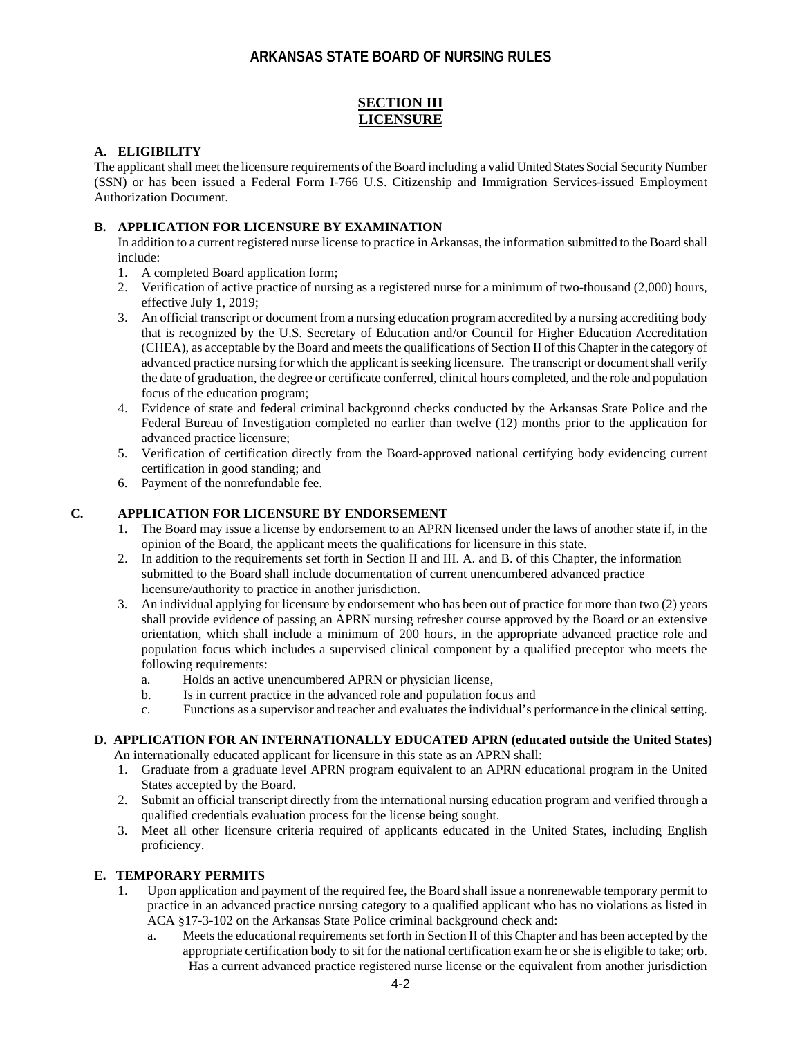## ARKANSAS STATE BOARD OF NURSING RULES

### SECTION III
### LICENSURE

**A. ELIGIBILITY**

The applicant shall meet the licensure requirements of the Board including a valid United States Social Security Number (SSN) or has been issued a Federal Form I-766 U.S. Citizenship and Immigration Services-issued Employment Authorization Document.

**B. APPLICATION FOR LICENSURE BY EXAMINATION**

In addition to a current registered nurse license to practice in Arkansas, the information submitted to the Board shall include:

1. A completed Board application form;
2. Verification of active practice of nursing as a registered nurse for a minimum of two-thousand (2,000) hours, effective July 1, 2019;
3. An official transcript or document from a nursing education program accredited by a nursing accrediting body that is recognized by the U.S. Secretary of Education and/or Council for Higher Education Accreditation (CHEA), as acceptable by the Board and meets the qualifications of Section II of this Chapter in the category of advanced practice nursing for which the applicant is seeking licensure. The transcript or document shall verify the date of graduation, the degree or certificate conferred, clinical hours completed, and the role and population focus of the education program;
4. Evidence of state and federal criminal background checks conducted by the Arkansas State Police and the Federal Bureau of Investigation completed no earlier than twelve (12) months prior to the application for advanced practice licensure;
5. Verification of certification directly from the Board-approved national certifying body evidencing current certification in good standing; and
6. Payment of the nonrefundable fee.

**C. APPLICATION FOR LICENSURE BY ENDORSEMENT**

1. The Board may issue a license by endorsement to an APRN licensed under the laws of another state if, in the opinion of the Board, the applicant meets the qualifications for licensure in this state.
2. In addition to the requirements set forth in Section II and III. A. and B. of this Chapter, the information submitted to the Board shall include documentation of current unencumbered advanced practice licensure/authority to practice in another jurisdiction.
3. An individual applying for licensure by endorsement who has been out of practice for more than two (2) years shall provide evidence of passing an APRN nursing refresher course approved by the Board or an extensive orientation, which shall include a minimum of 200 hours, in the appropriate advanced practice role and population focus which includes a supervised clinical component by a qualified preceptor who meets the following requirements:
   a. Holds an active unencumbered APRN or physician license,
   b. Is in current practice in the advanced role and population focus and
   c. Functions as a supervisor and teacher and evaluates the individual's performance in the clinical setting.

**D. APPLICATION FOR AN INTERNATIONALLY EDUCATED APRN (educated outside the United States)**

An internationally educated applicant for licensure in this state as an APRN shall:

1. Graduate from a graduate level APRN program equivalent to an APRN educational program in the United States accepted by the Board.
2. Submit an official transcript directly from the international nursing education program and verified through a qualified credentials evaluation process for the license being sought.
3. Meet all other licensure criteria required of applicants educated in the United States, including English proficiency.

**E. TEMPORARY PERMITS**

1. Upon application and payment of the required fee, the Board shall issue a nonrenewable temporary permit to practice in an advanced practice nursing category to a qualified applicant who has no violations as listed in ACA §17-3-102 on the Arkansas State Police criminal background check and:
   a. Meets the educational requirements set forth in Section II of this Chapter and has been accepted by the appropriate certification body to sit for the national certification exam he or she is eligible to take; or
   b. Has a current advanced practice registered nurse license or the equivalent from another jurisdiction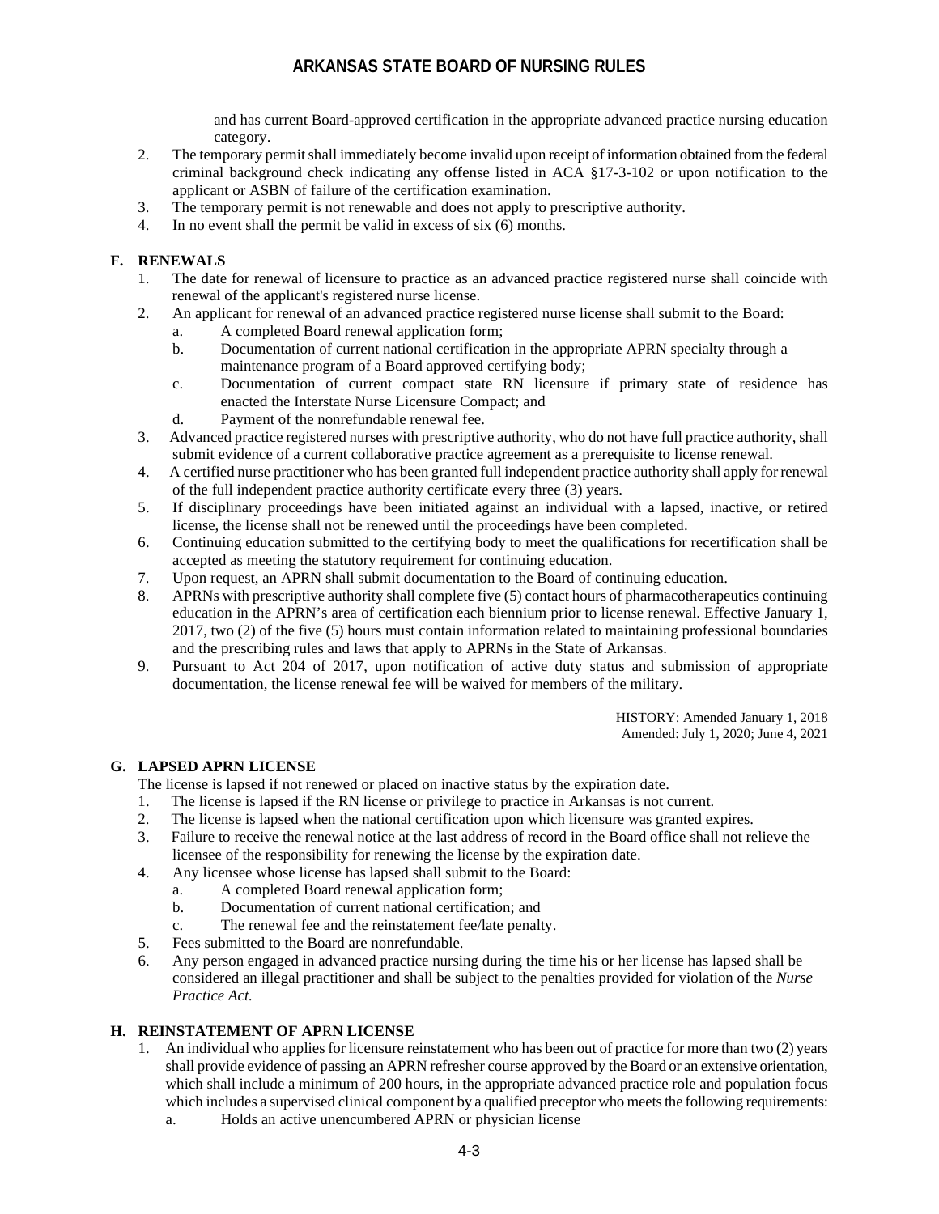and has current Board-approved certification in the appropriate advanced practice nursing education category.

2. The temporary permit shall immediately become invalid upon receipt of information obtained from the federal criminal background check indicating any offense listed in ACA §17-3-102 or upon notification to the applicant or ASBN of failure of the certification examination.
3. The temporary permit is not renewable and does not apply to prescriptive authority.
4. In no event shall the permit be valid in excess of six (6) months.

## F. RENEWALS

1. The date for renewal of licensure to practice as an advanced practice registered nurse shall coincide with renewal of the applicant's registered nurse license.
2. An applicant for renewal of an advanced practice registered nurse license shall submit to the Board:
   a. A completed Board renewal application form;
   b. Documentation of current national certification in the appropriate APRN specialty through a maintenance program of a Board approved certifying body;
   c. Documentation of current compact state RN licensure if primary state of residence has enacted the Interstate Nurse Licensure Compact; and
   d. Payment of the nonrefundable renewal fee.
3. Advanced practice registered nurses with prescriptive authority, who do not have full practice authority, shall submit evidence of a current collaborative practice agreement as a prerequisite to license renewal.
4. A certified nurse practitioner who has been granted full independent practice authority shall apply for renewal of the full independent practice authority certificate every three (3) years.
5. If disciplinary proceedings have been initiated against an individual with a lapsed, inactive, or retired license, the license shall not be renewed until the proceedings have been completed.
6. Continuing education submitted to the certifying body to meet the qualifications for recertification shall be accepted as meeting the statutory requirement for continuing education.
7. Upon request, an APRN shall submit documentation to the Board of continuing education.
8. APRNs with prescriptive authority shall complete five (5) contact hours of pharmacotherapeutics continuing education in the APRN's area of certification each biennium prior to license renewal. Effective January 1, 2017, two (2) of the five (5) hours must contain information related to maintaining professional boundaries and the prescribing rules and laws that apply to APRNs in the State of Arkansas.
9. Pursuant to Act 204 of 2017, upon notification of active duty status and submission of appropriate documentation, the license renewal fee will be waived for members of the military.

HISTORY: Amended January 1, 2018
Amended: July 1, 2020; June 4, 2021

## G. LAPSED APRN LICENSE

The license is lapsed if not renewed or placed on inactive status by the expiration date.

1. The license is lapsed if the RN license or privilege to practice in Arkansas is not current.
2. The license is lapsed when the national certification upon which licensure was granted expires.
3. Failure to receive the renewal notice at the last address of record in the Board office shall not relieve the licensee of the responsibility for renewing the license by the expiration date.
4. Any licensee whose license has lapsed shall submit to the Board:
   a. A completed Board renewal application form;
   b. Documentation of current national certification; and
   c. The renewal fee and the reinstatement fee/late penalty.
5. Fees submitted to the Board are nonrefundable.
6. Any person engaged in advanced practice nursing during the time his or her license has lapsed shall be considered an illegal practitioner and shall be subject to the penalties provided for violation of the *Nurse Practice Act.*

## H. REINSTATEMENT OF APRN LICENSE

1. An individual who applies for licensure reinstatement who has been out of practice for more than two (2) years shall provide evidence of passing an APRN refresher course approved by the Board or an extensive orientation, which shall include a minimum of 200 hours, in the appropriate advanced practice role and population focus which includes a supervised clinical component by a qualified preceptor who meets the following requirements:
   a. Holds an active unencumbered APRN or physician license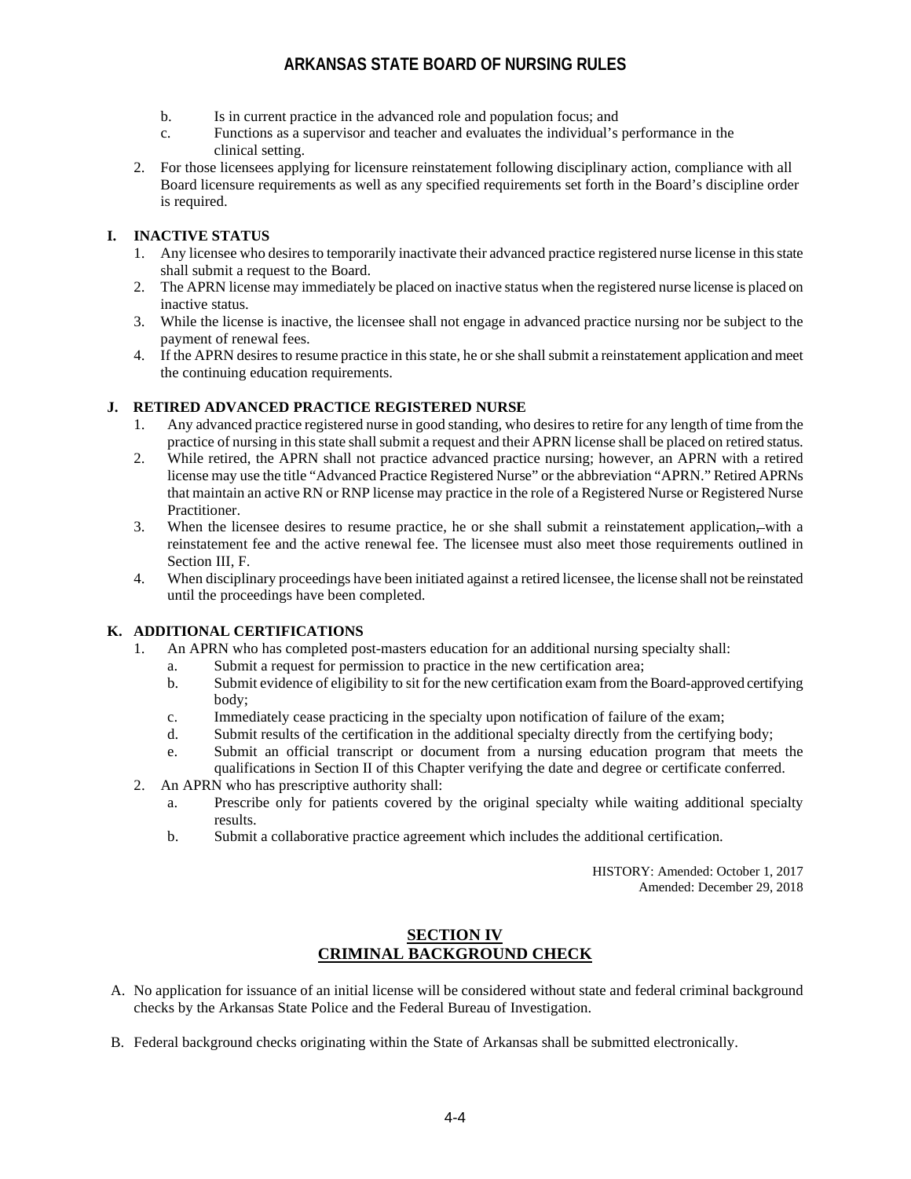b. Is in current practice in the advanced role and population focus; and
c. Functions as a supervisor and teacher and evaluates the individual's performance in the clinical setting.

2. For those licensees applying for licensure reinstatement following disciplinary action, compliance with all Board licensure requirements as well as any specified requirements set forth in the Board's discipline order is required.

### I. INACTIVE STATUS

1. Any licensee who desires to temporarily inactivate their advanced practice registered nurse license in this state shall submit a request to the Board.
2. The APRN license may immediately be placed on inactive status when the registered nurse license is placed on inactive status.
3. While the license is inactive, the licensee shall not engage in advanced practice nursing nor be subject to the payment of renewal fees.
4. If the APRN desires to resume practice in this state, he or she shall submit a reinstatement application and meet the continuing education requirements.

### J. RETIRED ADVANCED PRACTICE REGISTERED NURSE

1. Any advanced practice registered nurse in good standing, who desires to retire for any length of time from the practice of nursing in this state shall submit a request and their APRN license shall be placed on retired status.
2. While retired, the APRN shall not practice advanced practice nursing; however, an APRN with a retired license may use the title "Advanced Practice Registered Nurse" or the abbreviation "APRN." Retired APRNs that maintain an active RN or RNP license may practice in the role of a Registered Nurse or Registered Nurse Practitioner.
3. When the licensee desires to resume practice, he or she shall submit a reinstatement application, with a reinstatement fee and the active renewal fee. The licensee must also meet those requirements outlined in Section III, F.
4. When disciplinary proceedings have been initiated against a retired licensee, the license shall not be reinstated until the proceedings have been completed.

### K. ADDITIONAL CERTIFICATIONS

1. An APRN who has completed post-masters education for an additional nursing specialty shall:
   a. Submit a request for permission to practice in the new certification area;
   b. Submit evidence of eligibility to sit for the new certification exam from the Board-approved certifying body;
   c. Immediately cease practicing in the specialty upon notification of failure of the exam;
   d. Submit results of the certification in the additional specialty directly from the certifying body;
   e. Submit an official transcript or document from a nursing education program that meets the qualifications in Section II of this Chapter verifying the date and degree or certificate conferred.
2. An APRN who has prescriptive authority shall:
   a. Prescribe only for patients covered by the original specialty while waiting additional specialty results.
   b. Submit a collaborative practice agreement which includes the additional certification.

HISTORY: Amended: October 1, 2017
Amended: December 29, 2018

## SECTION IV
## CRIMINAL BACKGROUND CHECK

A. No application for issuance of an initial license will be considered without state and federal criminal background checks by the Arkansas State Police and the Federal Bureau of Investigation.

B. Federal background checks originating within the State of Arkansas shall be submitted electronically.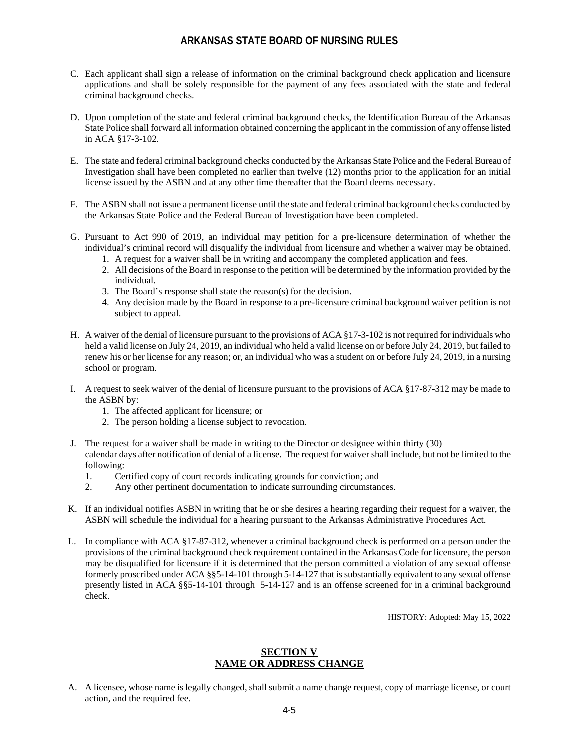C. Each applicant shall sign a release of information on the criminal background check application and licensure applications and shall be solely responsible for the payment of any fees associated with the state and federal criminal background checks.

D. Upon completion of the state and federal criminal background checks, the Identification Bureau of the Arkansas State Police shall forward all information obtained concerning the applicant in the commission of any offense listed in ACA §17-3-102.

E. The state and federal criminal background checks conducted by the Arkansas State Police and the Federal Bureau of Investigation shall have been completed no earlier than twelve (12) months prior to the application for an initial license issued by the ASBN and at any other time thereafter that the Board deems necessary.

F. The ASBN shall not issue a permanent license until the state and federal criminal background checks conducted by the Arkansas State Police and the Federal Bureau of Investigation have been completed.

G. Pursuant to Act 990 of 2019, an individual may petition for a pre-licensure determination of whether the individual's criminal record will disqualify the individual from licensure and whether a waiver may be obtained.
   1. A request for a waiver shall be in writing and accompany the completed application and fees.
   2. All decisions of the Board in response to the petition will be determined by the information provided by the individual.
   3. The Board's response shall state the reason(s) for the decision.
   4. Any decision made by the Board in response to a pre-licensure criminal background waiver petition is not subject to appeal.

H. A waiver of the denial of licensure pursuant to the provisions of ACA §17-3-102 is not required for individuals who held a valid license on July 24, 2019, an individual who held a valid license on or before July 24, 2019, but failed to renew his or her license for any reason; or, an individual who was a student on or before July 24, 2019, in a nursing school or program.

I. A request to seek waiver of the denial of licensure pursuant to the provisions of ACA §17-87-312 may be made to the ASBN by:
   1. The affected applicant for licensure; or
   2. The person holding a license subject to revocation.

J. The request for a waiver shall be made in writing to the Director or designee within thirty (30) calendar days after notification of denial of a license. The request for waiver shall include, but not be limited to the following:
   1. Certified copy of court records indicating grounds for conviction; and
   2. Any other pertinent documentation to indicate surrounding circumstances.

K. If an individual notifies ASBN in writing that he or she desires a hearing regarding their request for a waiver, the ASBN will schedule the individual for a hearing pursuant to the Arkansas Administrative Procedures Act.

L. In compliance with ACA §17-87-312, whenever a criminal background check is performed on a person under the provisions of the criminal background check requirement contained in the Arkansas Code for licensure, the person may be disqualified for licensure if it is determined that the person committed a violation of any sexual offense formerly proscribed under ACA §§5-14-101 through 5-14-127 that is substantially equivalent to any sexual offense presently listed in ACA §§5-14-101 through 5-14-127 and is an offense screened for in a criminal background check.

HISTORY: Adopted: May 15, 2022

## SECTION V
## NAME OR ADDRESS CHANGE

A. A licensee, whose name is legally changed, shall submit a name change request, copy of marriage license, or court action, and the required fee.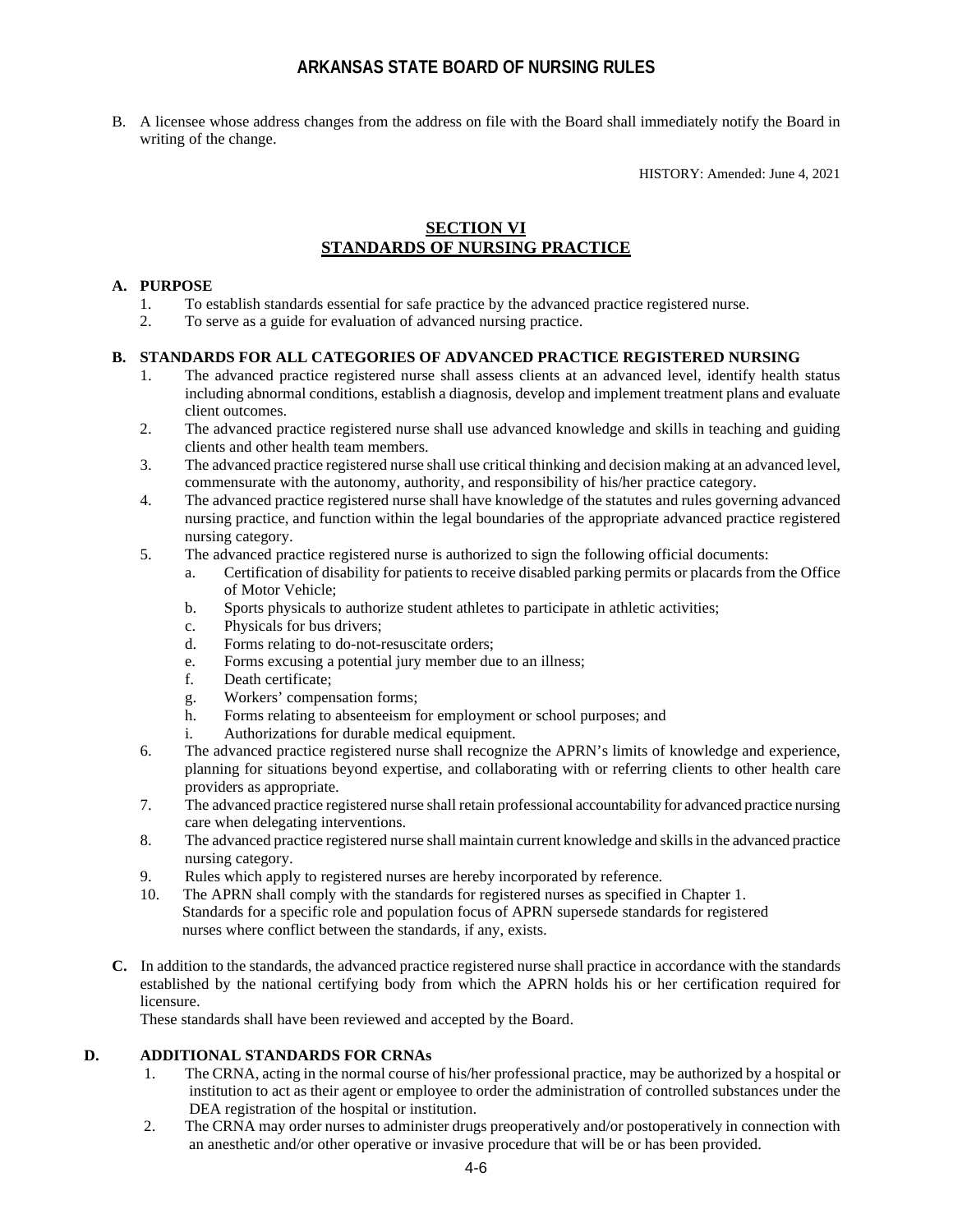B. A licensee whose address changes from the address on file with the Board shall immediately notify the Board in writing of the change.

HISTORY: Amended: June 4, 2021

## SECTION VI
## STANDARDS OF NURSING PRACTICE

**A. PURPOSE**

1. To establish standards essential for safe practice by the advanced practice registered nurse.
2. To serve as a guide for evaluation of advanced nursing practice.

**B. STANDARDS FOR ALL CATEGORIES OF ADVANCED PRACTICE REGISTERED NURSING**

1. The advanced practice registered nurse shall assess clients at an advanced level, identify health status including abnormal conditions, establish a diagnosis, develop and implement treatment plans and evaluate client outcomes.
2. The advanced practice registered nurse shall use advanced knowledge and skills in teaching and guiding clients and other health team members.
3. The advanced practice registered nurse shall use critical thinking and decision making at an advanced level, commensurate with the autonomy, authority, and responsibility of his/her practice category.
4. The advanced practice registered nurse shall have knowledge of the statutes and rules governing advanced nursing practice, and function within the legal boundaries of the appropriate advanced practice registered nursing category.
5. The advanced practice registered nurse is authorized to sign the following official documents:
   a. Certification of disability for patients to receive disabled parking permits or placards from the Office of Motor Vehicle;
   b. Sports physicals to authorize student athletes to participate in athletic activities;
   c. Physicals for bus drivers;
   d. Forms relating to do-not-resuscitate orders;
   e. Forms excusing a potential jury member due to an illness;
   f. Death certificate;
   g. Workers' compensation forms;
   h. Forms relating to absenteeism for employment or school purposes; and
   i. Authorizations for durable medical equipment.
6. The advanced practice registered nurse shall recognize the APRN's limits of knowledge and experience, planning for situations beyond expertise, and collaborating with or referring clients to other health care providers as appropriate.
7. The advanced practice registered nurse shall retain professional accountability for advanced practice nursing care when delegating interventions.
8. The advanced practice registered nurse shall maintain current knowledge and skills in the advanced practice nursing category.
9. Rules which apply to registered nurses are hereby incorporated by reference.
10. The APRN shall comply with the standards for registered nurses as specified in Chapter 1. Standards for a specific role and population focus of APRN supersede standards for registered nurses where conflict between the standards, if any, exists.

**C.** In addition to the standards, the advanced practice registered nurse shall practice in accordance with the standards established by the national certifying body from which the APRN holds his or her certification required for licensure.
These standards shall have been reviewed and accepted by the Board.

**D. ADDITIONAL STANDARDS FOR CRNAs**

1. The CRNA, acting in the normal course of his/her professional practice, may be authorized by a hospital or institution to act as their agent or employee to order the administration of controlled substances under the DEA registration of the hospital or institution.
2. The CRNA may order nurses to administer drugs preoperatively and/or postoperatively in connection with an anesthetic and/or other operative or invasive procedure that will be or has been provided.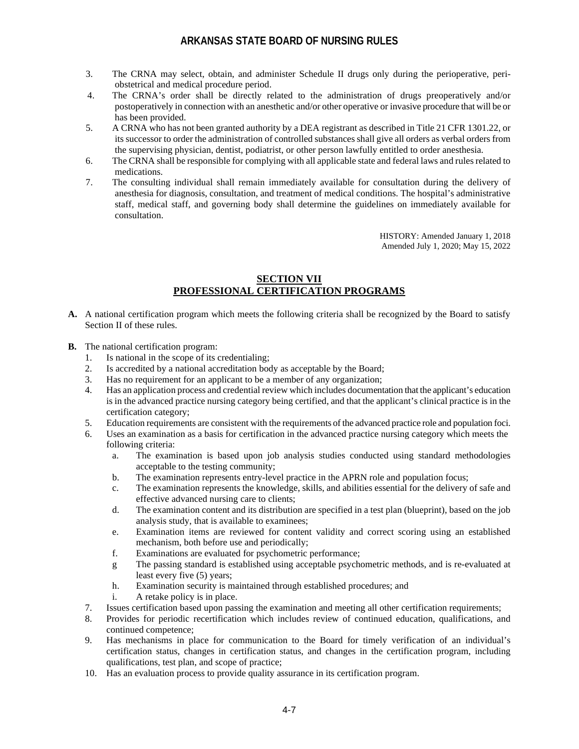3. The CRNA may select, obtain, and administer Schedule II drugs only during the perioperative, peri-obstetrical and medical procedure period.
4. The CRNA's order shall be directly related to the administration of drugs preoperatively and/or postoperatively in connection with an anesthetic and/or other operative or invasive procedure that will be or has been provided.
5. A CRNA who has not been granted authority by a DEA registrant as described in Title 21 CFR 1301.22, or its successor to order the administration of controlled substances shall give all orders as verbal orders from the supervising physician, dentist, podiatrist, or other person lawfully entitled to order anesthesia.
6. The CRNA shall be responsible for complying with all applicable state and federal laws and rules related to medications.
7. The consulting individual shall remain immediately available for consultation during the delivery of anesthesia for diagnosis, consultation, and treatment of medical conditions. The hospital's administrative staff, medical staff, and governing body shall determine the guidelines on immediately available for consultation.

HISTORY: Amended January 1, 2018
Amended July 1, 2020; May 15, 2022

## SECTION VII
## PROFESSIONAL CERTIFICATION PROGRAMS

**A.** A national certification program which meets the following criteria shall be recognized by the Board to satisfy Section II of these rules.

**B.** The national certification program:

1. Is national in the scope of its credentialing;
2. Is accredited by a national accreditation body as acceptable by the Board;
3. Has no requirement for an applicant to be a member of any organization;
4. Has an application process and credential review which includes documentation that the applicant's education is in the advanced practice nursing category being certified, and that the applicant's clinical practice is in the certification category;
5. Education requirements are consistent with the requirements of the advanced practice role and population foci.
6. Uses an examination as a basis for certification in the advanced practice nursing category which meets the following criteria:
   a. The examination is based upon job analysis studies conducted using standard methodologies acceptable to the testing community;
   b. The examination represents entry-level practice in the APRN role and population focus;
   c. The examination represents the knowledge, skills, and abilities essential for the delivery of safe and effective advanced nursing care to clients;
   d. The examination content and its distribution are specified in a test plan (blueprint), based on the job analysis study, that is available to examinees;
   e. Examination items are reviewed for content validity and correct scoring using an established mechanism, both before use and periodically;
   f. Examinations are evaluated for psychometric performance;
   g The passing standard is established using acceptable psychometric methods, and is re-evaluated at least every five (5) years;
   h. Examination security is maintained through established procedures; and
   i. A retake policy is in place.
7. Issues certification based upon passing the examination and meeting all other certification requirements;
8. Provides for periodic recertification which includes review of continued education, qualifications, and continued competence;
9. Has mechanisms in place for communication to the Board for timely verification of an individual's certification status, changes in certification status, and changes in the certification program, including qualifications, test plan, and scope of practice;
10. Has an evaluation process to provide quality assurance in its certification program.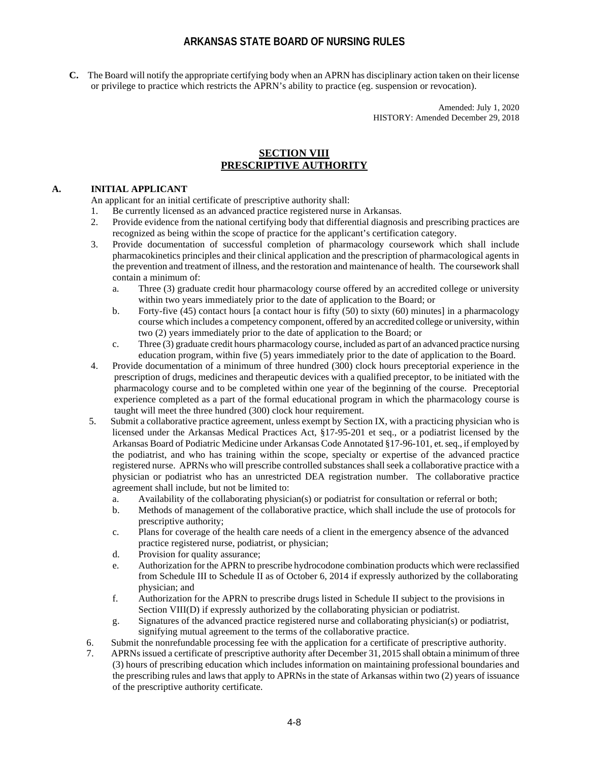**C.** The Board will notify the appropriate certifying body when an APRN has disciplinary action taken on their license or privilege to practice which restricts the APRN's ability to practice (eg. suspension or revocation).

Amended: July 1, 2020
HISTORY: Amended December 29, 2018

## SECTION VIII
## PRESCRIPTIVE AUTHORITY

### A. INITIAL APPLICANT

An applicant for an initial certificate of prescriptive authority shall:

1. Be currently licensed as an advanced practice registered nurse in Arkansas.
2. Provide evidence from the national certifying body that differential diagnosis and prescribing practices are recognized as being within the scope of practice for the applicant's certification category.
3. Provide documentation of successful completion of pharmacology coursework which shall include pharmacokinetics principles and their clinical application and the prescription of pharmacological agents in the prevention and treatment of illness, and the restoration and maintenance of health. The coursework shall contain a minimum of:
   a. Three (3) graduate credit hour pharmacology course offered by an accredited college or university within two years immediately prior to the date of application to the Board; or
   b. Forty-five (45) contact hours [a contact hour is fifty (50) to sixty (60) minutes] in a pharmacology course which includes a competency component, offered by an accredited college or university, within two (2) years immediately prior to the date of application to the Board; or
   c. Three (3) graduate credit hours pharmacology course, included as part of an advanced practice nursing education program, within five (5) years immediately prior to the date of application to the Board.
4. Provide documentation of a minimum of three hundred (300) clock hours preceptorial experience in the prescription of drugs, medicines and therapeutic devices with a qualified preceptor, to be initiated with the pharmacology course and to be completed within one year of the beginning of the course. Preceptorial experience completed as a part of the formal educational program in which the pharmacology course is taught will meet the three hundred (300) clock hour requirement.
5. Submit a collaborative practice agreement, unless exempt by Section IX, with a practicing physician who is licensed under the Arkansas Medical Practices Act, §17-95-201 et seq., or a podiatrist licensed by the Arkansas Board of Podiatric Medicine under Arkansas Code Annotated §17-96-101, et. seq., if employed by the podiatrist, and who has training within the scope, specialty or expertise of the advanced practice registered nurse. APRNs who will prescribe controlled substances shall seek a collaborative practice with a physician or podiatrist who has an unrestricted DEA registration number. The collaborative practice agreement shall include, but not be limited to:
   a. Availability of the collaborating physician(s) or podiatrist for consultation or referral or both;
   b. Methods of management of the collaborative practice, which shall include the use of protocols for prescriptive authority;
   c. Plans for coverage of the health care needs of a client in the emergency absence of the advanced practice registered nurse, podiatrist, or physician;
   d. Provision for quality assurance;
   e. Authorization for the APRN to prescribe hydrocodone combination products which were reclassified from Schedule III to Schedule II as of October 6, 2014 if expressly authorized by the collaborating physician; and
   f. Authorization for the APRN to prescribe drugs listed in Schedule II subject to the provisions in Section VIII(D) if expressly authorized by the collaborating physician or podiatrist.
   g. Signatures of the advanced practice registered nurse and collaborating physician(s) or podiatrist, signifying mutual agreement to the terms of the collaborative practice.
6. Submit the nonrefundable processing fee with the application for a certificate of prescriptive authority.
7. APRNs issued a certificate of prescriptive authority after December 31, 2015 shall obtain a minimum of three (3) hours of prescribing education which includes information on maintaining professional boundaries and the prescribing rules and laws that apply to APRNs in the state of Arkansas within two (2) years of issuance of the prescriptive authority certificate.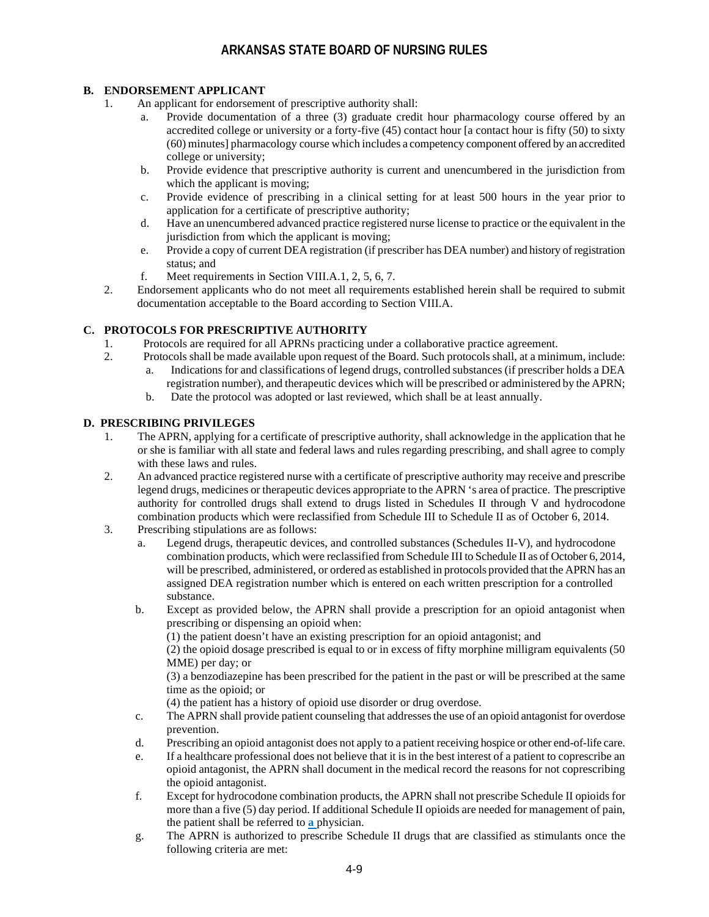### B. ENDORSEMENT APPLICANT

1. An applicant for endorsement of prescriptive authority shall:
   a. Provide documentation of a three (3) graduate credit hour pharmacology course offered by an accredited college or university or a forty-five (45) contact hour [a contact hour is fifty (50) to sixty (60) minutes] pharmacology course which includes a competency component offered by an accredited college or university;
   b. Provide evidence that prescriptive authority is current and unencumbered in the jurisdiction from which the applicant is moving;
   c. Provide evidence of prescribing in a clinical setting for at least 500 hours in the year prior to application for a certificate of prescriptive authority;
   d. Have an unencumbered advanced practice registered nurse license to practice or the equivalent in the jurisdiction from which the applicant is moving;
   e. Provide a copy of current DEA registration (if prescriber has DEA number) and history of registration status; and
   f. Meet requirements in Section VIII.A.1, 2, 5, 6, 7.
2. Endorsement applicants who do not meet all requirements established herein shall be required to submit documentation acceptable to the Board according to Section VIII.A.

### C. PROTOCOLS FOR PRESCRIPTIVE AUTHORITY

1. Protocols are required for all APRNs practicing under a collaborative practice agreement.
2. Protocols shall be made available upon request of the Board. Such protocols shall, at a minimum, include:
   a. Indications for and classifications of legend drugs, controlled substances (if prescriber holds a DEA registration number), and therapeutic devices which will be prescribed or administered by the APRN;
   b. Date the protocol was adopted or last reviewed, which shall be at least annually.

### D. PRESCRIBING PRIVILEGES

1. The APRN, applying for a certificate of prescriptive authority, shall acknowledge in the application that he or she is familiar with all state and federal laws and rules regarding prescribing, and shall agree to comply with these laws and rules.
2. An advanced practice registered nurse with a certificate of prescriptive authority may receive and prescribe legend drugs, medicines or therapeutic devices appropriate to the APRN 's area of practice. The prescriptive authority for controlled drugs shall extend to drugs listed in Schedules II through V and hydrocodone combination products which were reclassified from Schedule III to Schedule II as of October 6, 2014.
3. Prescribing stipulations are as follows:
   a. Legend drugs, therapeutic devices, and controlled substances (Schedules II-V), and hydrocodone combination products, which were reclassified from Schedule III to Schedule II as of October 6, 2014, will be prescribed, administered, or ordered as established in protocols provided that the APRN has an assigned DEA registration number which is entered on each written prescription for a controlled substance.
   b. Except as provided below, the APRN shall provide a prescription for an opioid antagonist when prescribing or dispensing an opioid when:
      (1) the patient doesn't have an existing prescription for an opioid antagonist; and
      (2) the opioid dosage prescribed is equal to or in excess of fifty morphine milligram equivalents (50 MME) per day; or
      (3) a benzodiazepine has been prescribed for the patient in the past or will be prescribed at the same time as the opioid; or
      (4) the patient has a history of opioid use disorder or drug overdose.
   c. The APRN shall provide patient counseling that addresses the use of an opioid antagonist for overdose prevention.
   d. Prescribing an opioid antagonist does not apply to a patient receiving hospice or other end-of-life care.
   e. If a healthcare professional does not believe that it is in the best interest of a patient to coprescribe an opioid antagonist, the APRN shall document in the medical record the reasons for not coprescribing the opioid antagonist.
   f. Except for hydrocodone combination products, the APRN shall not prescribe Schedule II opioids for more than a five (5) day period. If additional Schedule II opioids are needed for management of pain, the patient shall be referred to **a** physician.
   g. The APRN is authorized to prescribe Schedule II drugs that are classified as stimulants once the following criteria are met: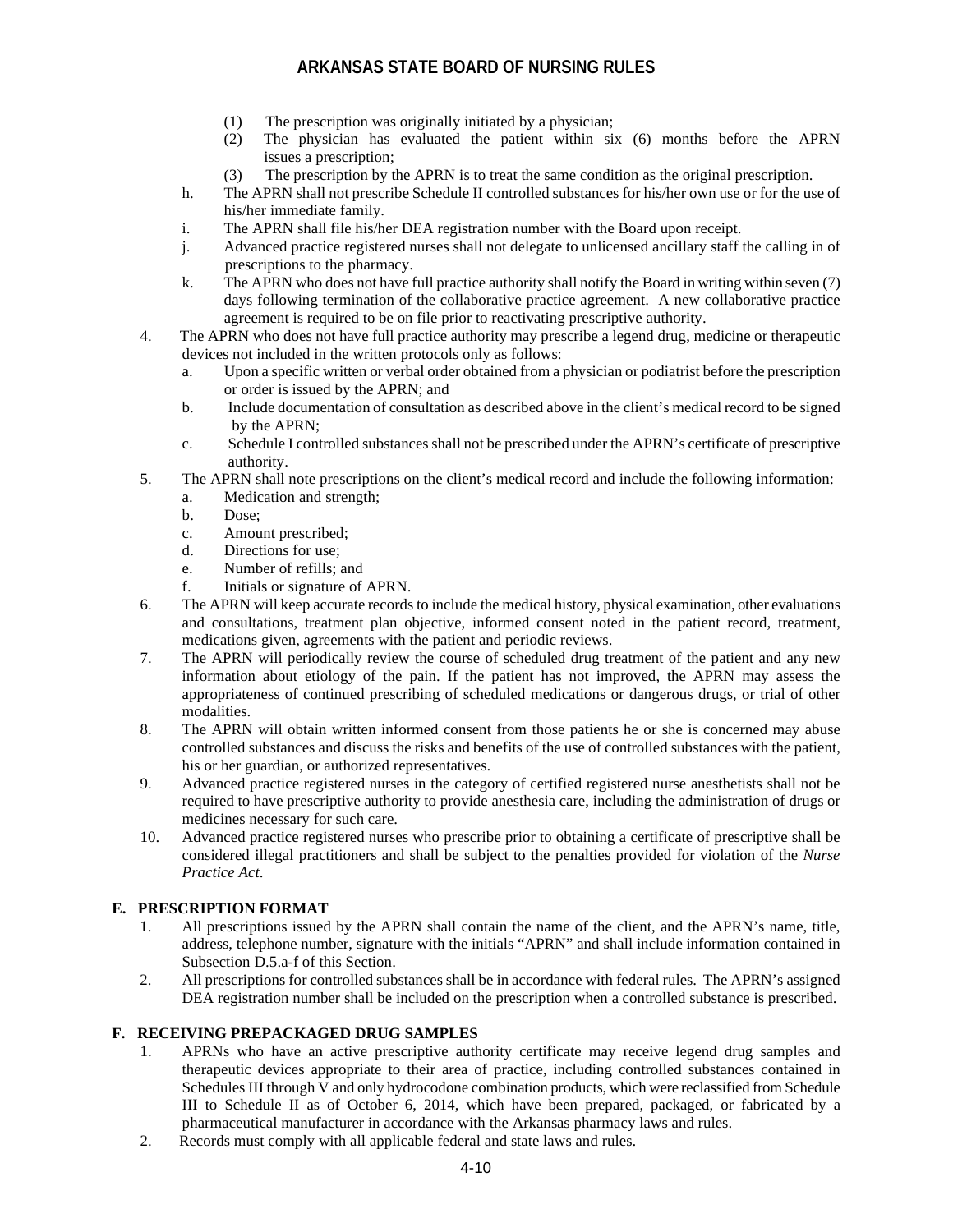(1) The prescription was originally initiated by a physician;
(2) The physician has evaluated the patient within six (6) months before the APRN issues a prescription;
(3) The prescription by the APRN is to treat the same condition as the original prescription.

h. The APRN shall not prescribe Schedule II controlled substances for his/her own use or for the use of his/her immediate family.
i. The APRN shall file his/her DEA registration number with the Board upon receipt.
j. Advanced practice registered nurses shall not delegate to unlicensed ancillary staff the calling in of prescriptions to the pharmacy.
k. The APRN who does not have full practice authority shall notify the Board in writing within seven (7) days following termination of the collaborative practice agreement. A new collaborative practice agreement is required to be on file prior to reactivating prescriptive authority.

4. The APRN who does not have full practice authority may prescribe a legend drug, medicine or therapeutic devices not included in the written protocols only as follows:
   a. Upon a specific written or verbal order obtained from a physician or podiatrist before the prescription or order is issued by the APRN; and
   b. Include documentation of consultation as described above in the client's medical record to be signed by the APRN;
   c. Schedule I controlled substances shall not be prescribed under the APRN's certificate of prescriptive authority.
5. The APRN shall note prescriptions on the client's medical record and include the following information:
   a. Medication and strength;
   b. Dose;
   c. Amount prescribed;
   d. Directions for use;
   e. Number of refills; and
   f. Initials or signature of APRN.
6. The APRN will keep accurate records to include the medical history, physical examination, other evaluations and consultations, treatment plan objective, informed consent noted in the patient record, treatment, medications given, agreements with the patient and periodic reviews.
7. The APRN will periodically review the course of scheduled drug treatment of the patient and any new information about etiology of the pain. If the patient has not improved, the APRN may assess the appropriateness of continued prescribing of scheduled medications or dangerous drugs, or trial of other modalities.
8. The APRN will obtain written informed consent from those patients he or she is concerned may abuse controlled substances and discuss the risks and benefits of the use of controlled substances with the patient, his or her guardian, or authorized representatives.
9. Advanced practice registered nurses in the category of certified registered nurse anesthetists shall not be required to have prescriptive authority to provide anesthesia care, including the administration of drugs or medicines necessary for such care.
10. Advanced practice registered nurses who prescribe prior to obtaining a certificate of prescriptive shall be considered illegal practitioners and shall be subject to the penalties provided for violation of the *Nurse Practice Act*.

## E. PRESCRIPTION FORMAT

1. All prescriptions issued by the APRN shall contain the name of the client, and the APRN's name, title, address, telephone number, signature with the initials "APRN" and shall include information contained in Subsection D.5.a-f of this Section.
2. All prescriptions for controlled substances shall be in accordance with federal rules. The APRN's assigned DEA registration number shall be included on the prescription when a controlled substance is prescribed.

## F. RECEIVING PREPACKAGED DRUG SAMPLES

1. APRNs who have an active prescriptive authority certificate may receive legend drug samples and therapeutic devices appropriate to their area of practice, including controlled substances contained in Schedules III through V and only hydrocodone combination products, which were reclassified from Schedule III to Schedule II as of October 6, 2014, which have been prepared, packaged, or fabricated by a pharmaceutical manufacturer in accordance with the Arkansas pharmacy laws and rules.
2. Records must comply with all applicable federal and state laws and rules.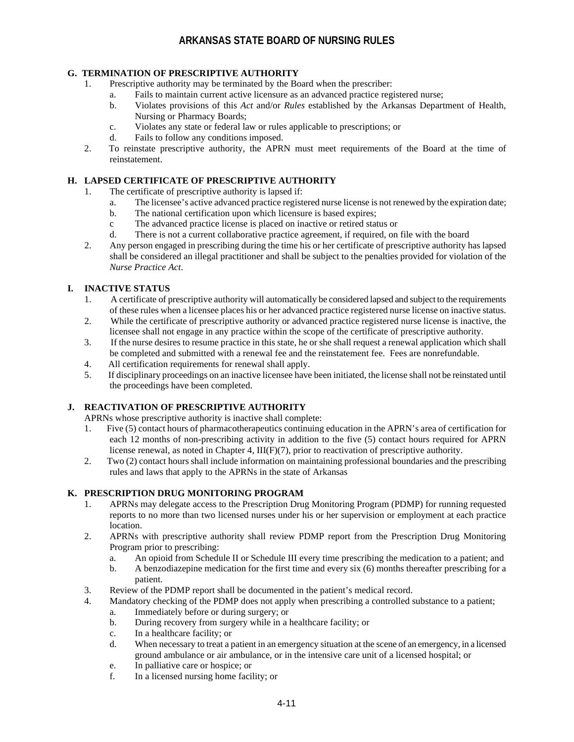## G. TERMINATION OF PRESCRIPTIVE AUTHORITY

1. Prescriptive authority may be terminated by the Board when the prescriber:
   a. Fails to maintain current active licensure as an advanced practice registered nurse;
   b. Violates provisions of this *Act* and/or *Rules* established by the Arkansas Department of Health, Nursing or Pharmacy Boards;
   c. Violates any state or federal law or rules applicable to prescriptions; or
   d. Fails to follow any conditions imposed.
2. To reinstate prescriptive authority, the APRN must meet requirements of the Board at the time of reinstatement.

## H. LAPSED CERTIFICATE OF PRESCRIPTIVE AUTHORITY

1. The certificate of prescriptive authority is lapsed if:
   a. The licensee's active advanced practice registered nurse license is not renewed by the expiration date;
   b. The national certification upon which licensure is based expires;
   c The advanced practice license is placed on inactive or retired status or
   d. There is not a current collaborative practice agreement, if required, on file with the board
2. Any person engaged in prescribing during the time his or her certificate of prescriptive authority has lapsed shall be considered an illegal practitioner and shall be subject to the penalties provided for violation of the *Nurse Practice Act*.

## I. INACTIVE STATUS

1. A certificate of prescriptive authority will automatically be considered lapsed and subject to the requirements of these rules when a licensee places his or her advanced practice registered nurse license on inactive status.
2. While the certificate of prescriptive authority or advanced practice registered nurse license is inactive, the licensee shall not engage in any practice within the scope of the certificate of prescriptive authority.
3. If the nurse desires to resume practice in this state, he or she shall request a renewal application which shall be completed and submitted with a renewal fee and the reinstatement fee. Fees are nonrefundable.
4. All certification requirements for renewal shall apply.
5. If disciplinary proceedings on an inactive licensee have been initiated, the license shall not be reinstated until the proceedings have been completed.

## J. REACTIVATION OF PRESCRIPTIVE AUTHORITY

APRNs whose prescriptive authority is inactive shall complete:

1. Five (5) contact hours of pharmacotherapeutics continuing education in the APRN's area of certification for each 12 months of non-prescribing activity in addition to the five (5) contact hours required for APRN license renewal, as noted in Chapter 4, III(F)(7), prior to reactivation of prescriptive authority.
2. Two (2) contact hours shall include information on maintaining professional boundaries and the prescribing rules and laws that apply to the APRNs in the state of Arkansas

## K. PRESCRIPTION DRUG MONITORING PROGRAM

1. APRNs may delegate access to the Prescription Drug Monitoring Program (PDMP) for running requested reports to no more than two licensed nurses under his or her supervision or employment at each practice location.
2. APRNs with prescriptive authority shall review PDMP report from the Prescription Drug Monitoring Program prior to prescribing:
   a. An opioid from Schedule II or Schedule III every time prescribing the medication to a patient; and
   b. A benzodiazepine medication for the first time and every six (6) months thereafter prescribing for a patient.
3. Review of the PDMP report shall be documented in the patient's medical record.
4. Mandatory checking of the PDMP does not apply when prescribing a controlled substance to a patient;
   a. Immediately before or during surgery; or
   b. During recovery from surgery while in a healthcare facility; or
   c. In a healthcare facility; or
   d. When necessary to treat a patient in an emergency situation at the scene of an emergency, in a licensed ground ambulance or air ambulance, or in the intensive care unit of a licensed hospital; or
   e. In palliative care or hospice; or
   f. In a licensed nursing home facility; or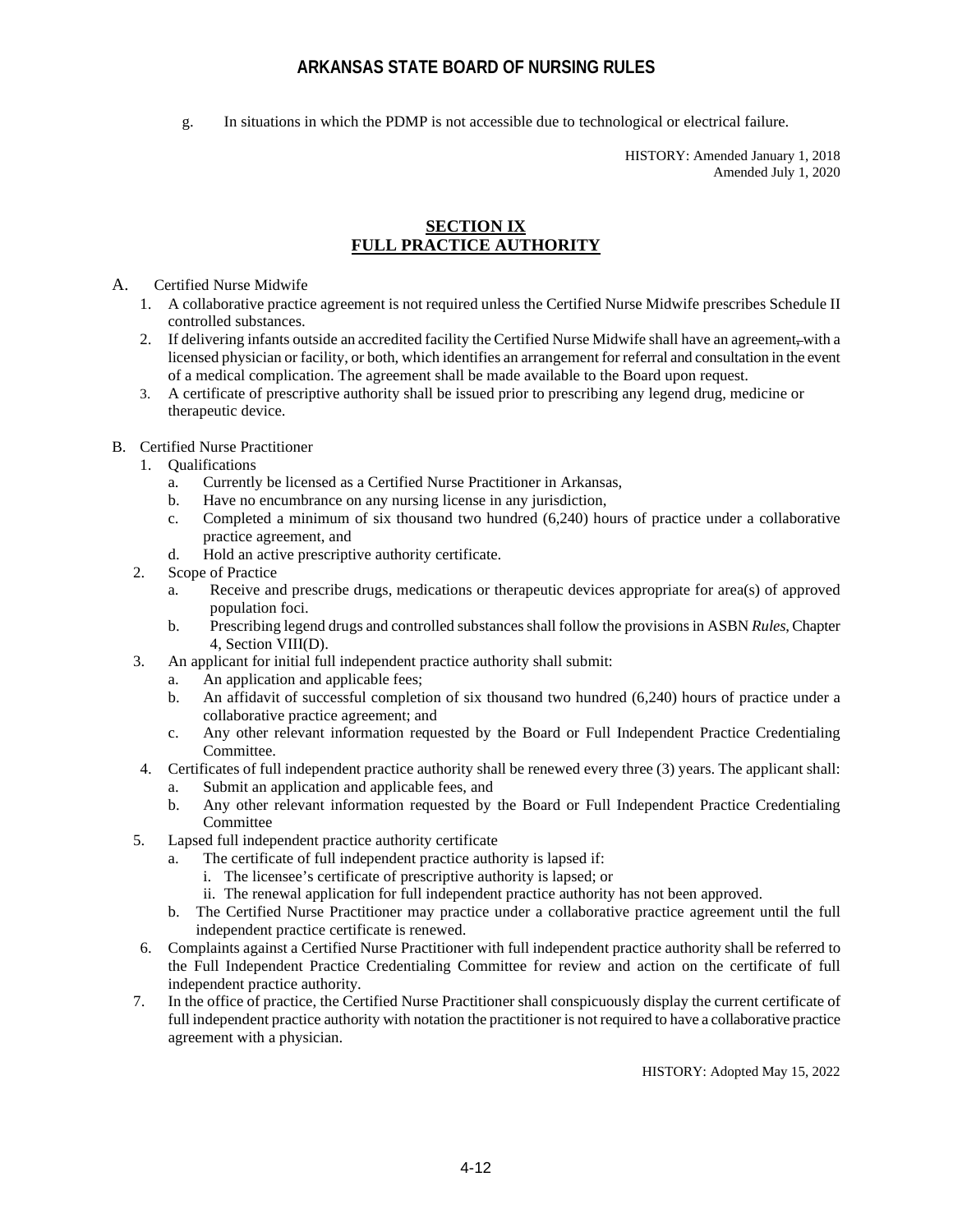g. In situations in which the PDMP is not accessible due to technological or electrical failure.

HISTORY: Amended January 1, 2018
Amended July 1, 2020

## SECTION IX
## FULL PRACTICE AUTHORITY

A. Certified Nurse Midwife

1. A collaborative practice agreement is not required unless the Certified Nurse Midwife prescribes Schedule II controlled substances.
2. If delivering infants outside an accredited facility the Certified Nurse Midwife shall have an agreement, with a licensed physician or facility, or both, which identifies an arrangement for referral and consultation in the event of a medical complication. The agreement shall be made available to the Board upon request.
3. A certificate of prescriptive authority shall be issued prior to prescribing any legend drug, medicine or therapeutic device.

B. Certified Nurse Practitioner

1. Qualifications
   a. Currently be licensed as a Certified Nurse Practitioner in Arkansas,
   b. Have no encumbrance on any nursing license in any jurisdiction,
   c. Completed a minimum of six thousand two hundred (6,240) hours of practice under a collaborative practice agreement, and
   d. Hold an active prescriptive authority certificate.
2. Scope of Practice
   a. Receive and prescribe drugs, medications or therapeutic devices appropriate for area(s) of approved population foci.
   b. Prescribing legend drugs and controlled substances shall follow the provisions in ASBN *Rules*, Chapter 4, Section VIII(D).
3. An applicant for initial full independent practice authority shall submit:
   a. An application and applicable fees;
   b. An affidavit of successful completion of six thousand two hundred (6,240) hours of practice under a collaborative practice agreement; and
   c. Any other relevant information requested by the Board or Full Independent Practice Credentialing Committee.
4. Certificates of full independent practice authority shall be renewed every three (3) years. The applicant shall:
   a. Submit an application and applicable fees, and
   b. Any other relevant information requested by the Board or Full Independent Practice Credentialing Committee
5. Lapsed full independent practice authority certificate
   a. The certificate of full independent practice authority is lapsed if:
      i. The licensee's certificate of prescriptive authority is lapsed; or
      ii. The renewal application for full independent practice authority has not been approved.
   b. The Certified Nurse Practitioner may practice under a collaborative practice agreement until the full independent practice certificate is renewed.
6. Complaints against a Certified Nurse Practitioner with full independent practice authority shall be referred to the Full Independent Practice Credentialing Committee for review and action on the certificate of full independent practice authority.
7. In the office of practice, the Certified Nurse Practitioner shall conspicuously display the current certificate of full independent practice authority with notation the practitioner is not required to have a collaborative practice agreement with a physician.

HISTORY: Adopted May 15, 2022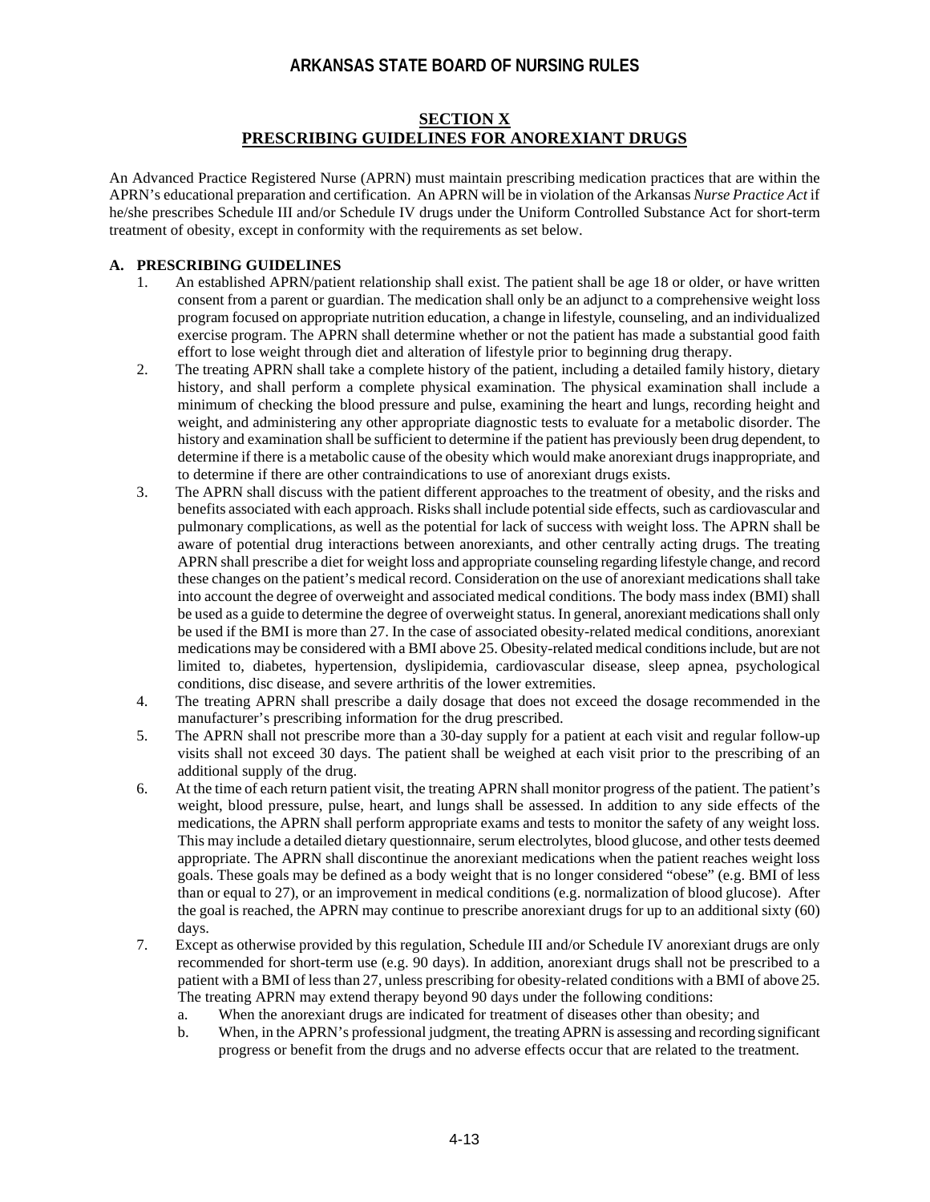# ARKANSAS STATE BOARD OF NURSING RULES

## SECTION X
## PRESCRIBING GUIDELINES FOR ANOREXIANT DRUGS

An Advanced Practice Registered Nurse (APRN) must maintain prescribing medication practices that are within the APRN's educational preparation and certification. An APRN will be in violation of the Arkansas *Nurse Practice Act* if he/she prescribes Schedule III and/or Schedule IV drugs under the Uniform Controlled Substance Act for short-term treatment of obesity, except in conformity with the requirements as set below.

### A. PRESCRIBING GUIDELINES

1. An established APRN/patient relationship shall exist. The patient shall be age 18 or older, or have written consent from a parent or guardian. The medication shall only be an adjunct to a comprehensive weight loss program focused on appropriate nutrition education, a change in lifestyle, counseling, and an individualized exercise program. The APRN shall determine whether or not the patient has made a substantial good faith effort to lose weight through diet and alteration of lifestyle prior to beginning drug therapy.
2. The treating APRN shall take a complete history of the patient, including a detailed family history, dietary history, and shall perform a complete physical examination. The physical examination shall include a minimum of checking the blood pressure and pulse, examining the heart and lungs, recording height and weight, and administering any other appropriate diagnostic tests to evaluate for a metabolic disorder. The history and examination shall be sufficient to determine if the patient has previously been drug dependent, to determine if there is a metabolic cause of the obesity which would make anorexiant drugs inappropriate, and to determine if there are other contraindications to use of anorexiant drugs exists.
3. The APRN shall discuss with the patient different approaches to the treatment of obesity, and the risks and benefits associated with each approach. Risks shall include potential side effects, such as cardiovascular and pulmonary complications, as well as the potential for lack of success with weight loss. The APRN shall be aware of potential drug interactions between anorexiants, and other centrally acting drugs. The treating APRN shall prescribe a diet for weight loss and appropriate counseling regarding lifestyle change, and record these changes on the patient's medical record. Consideration on the use of anorexiant medications shall take into account the degree of overweight and associated medical conditions. The body mass index (BMI) shall be used as a guide to determine the degree of overweight status. In general, anorexiant medications shall only be used if the BMI is more than 27. In the case of associated obesity-related medical conditions, anorexiant medications may be considered with a BMI above 25. Obesity-related medical conditions include, but are not limited to, diabetes, hypertension, dyslipidemia, cardiovascular disease, sleep apnea, psychological conditions, disc disease, and severe arthritis of the lower extremities.
4. The treating APRN shall prescribe a daily dosage that does not exceed the dosage recommended in the manufacturer's prescribing information for the drug prescribed.
5. The APRN shall not prescribe more than a 30-day supply for a patient at each visit and regular follow-up visits shall not exceed 30 days. The patient shall be weighed at each visit prior to the prescribing of an additional supply of the drug.
6. At the time of each return patient visit, the treating APRN shall monitor progress of the patient. The patient's weight, blood pressure, pulse, heart, and lungs shall be assessed. In addition to any side effects of the medications, the APRN shall perform appropriate exams and tests to monitor the safety of any weight loss. This may include a detailed dietary questionnaire, serum electrolytes, blood glucose, and other tests deemed appropriate. The APRN shall discontinue the anorexiant medications when the patient reaches weight loss goals. These goals may be defined as a body weight that is no longer considered "obese" (e.g. BMI of less than or equal to 27), or an improvement in medical conditions (e.g. normalization of blood glucose). After the goal is reached, the APRN may continue to prescribe anorexiant drugs for up to an additional sixty (60) days.
7. Except as otherwise provided by this regulation, Schedule III and/or Schedule IV anorexiant drugs are only recommended for short-term use (e.g. 90 days). In addition, anorexiant drugs shall not be prescribed to a patient with a BMI of less than 27, unless prescribing for obesity-related conditions with a BMI of above 25. The treating APRN may extend therapy beyond 90 days under the following conditions:
   a. When the anorexiant drugs are indicated for treatment of diseases other than obesity; and
   b. When, in the APRN's professional judgment, the treating APRN is assessing and recording significant progress or benefit from the drugs and no adverse effects occur that are related to the treatment.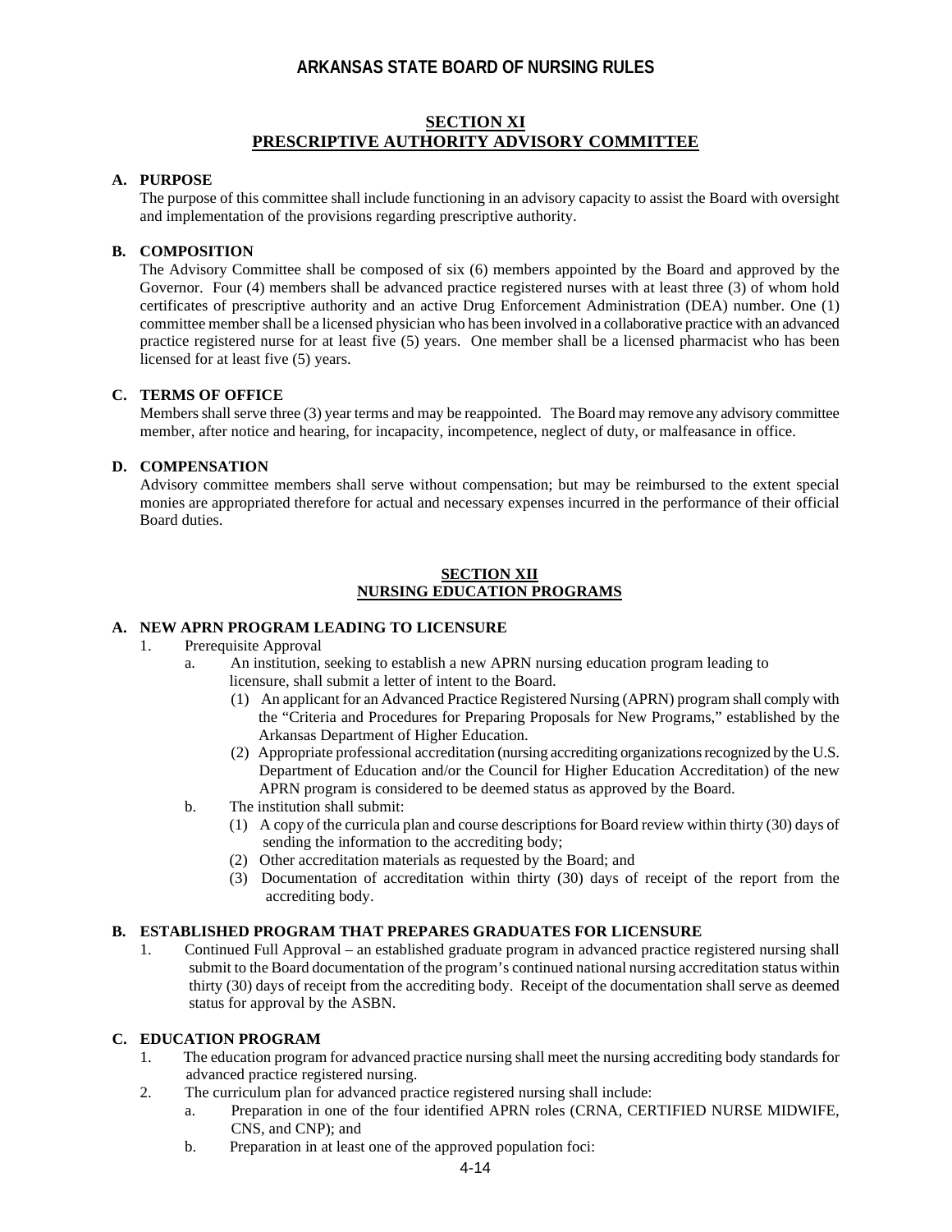## SECTION XI
## PRESCRIPTIVE AUTHORITY ADVISORY COMMITTEE

**A. PURPOSE**

The purpose of this committee shall include functioning in an advisory capacity to assist the Board with oversight and implementation of the provisions regarding prescriptive authority.

**B. COMPOSITION**

The Advisory Committee shall be composed of six (6) members appointed by the Board and approved by the Governor. Four (4) members shall be advanced practice registered nurses with at least three (3) of whom hold certificates of prescriptive authority and an active Drug Enforcement Administration (DEA) number. One (1) committee member shall be a licensed physician who has been involved in a collaborative practice with an advanced practice registered nurse for at least five (5) years. One member shall be a licensed pharmacist who has been licensed for at least five (5) years.

**C. TERMS OF OFFICE**

Members shall serve three (3) year terms and may be reappointed. The Board may remove any advisory committee member, after notice and hearing, for incapacity, incompetence, neglect of duty, or malfeasance in office.

**D. COMPENSATION**

Advisory committee members shall serve without compensation; but may be reimbursed to the extent special monies are appropriated therefore for actual and necessary expenses incurred in the performance of their official Board duties.

## SECTION XII
## NURSING EDUCATION PROGRAMS

**A. NEW APRN PROGRAM LEADING TO LICENSURE**

1. Prerequisite Approval
   a. An institution, seeking to establish a new APRN nursing education program leading to licensure, shall submit a letter of intent to the Board.
      (1) An applicant for an Advanced Practice Registered Nursing (APRN) program shall comply with the "Criteria and Procedures for Preparing Proposals for New Programs," established by the Arkansas Department of Higher Education.
      (2) Appropriate professional accreditation (nursing accrediting organizations recognized by the U.S. Department of Education and/or the Council for Higher Education Accreditation) of the new APRN program is considered to be deemed status as approved by the Board.
   b. The institution shall submit:
      (1) A copy of the curricula plan and course descriptions for Board review within thirty (30) days of sending the information to the accrediting body;
      (2) Other accreditation materials as requested by the Board; and
      (3) Documentation of accreditation within thirty (30) days of receipt of the report from the accrediting body.

**B. ESTABLISHED PROGRAM THAT PREPARES GRADUATES FOR LICENSURE**

1. Continued Full Approval – an established graduate program in advanced practice registered nursing shall submit to the Board documentation of the program's continued national nursing accreditation status within thirty (30) days of receipt from the accrediting body. Receipt of the documentation shall serve as deemed status for approval by the ASBN.

**C. EDUCATION PROGRAM**

1. The education program for advanced practice nursing shall meet the nursing accrediting body standards for advanced practice registered nursing.
2. The curriculum plan for advanced practice registered nursing shall include:
   a. Preparation in one of the four identified APRN roles (CRNA, CERTIFIED NURSE MIDWIFE, CNS, and CNP); and
   b. Preparation in at least one of the approved population foci: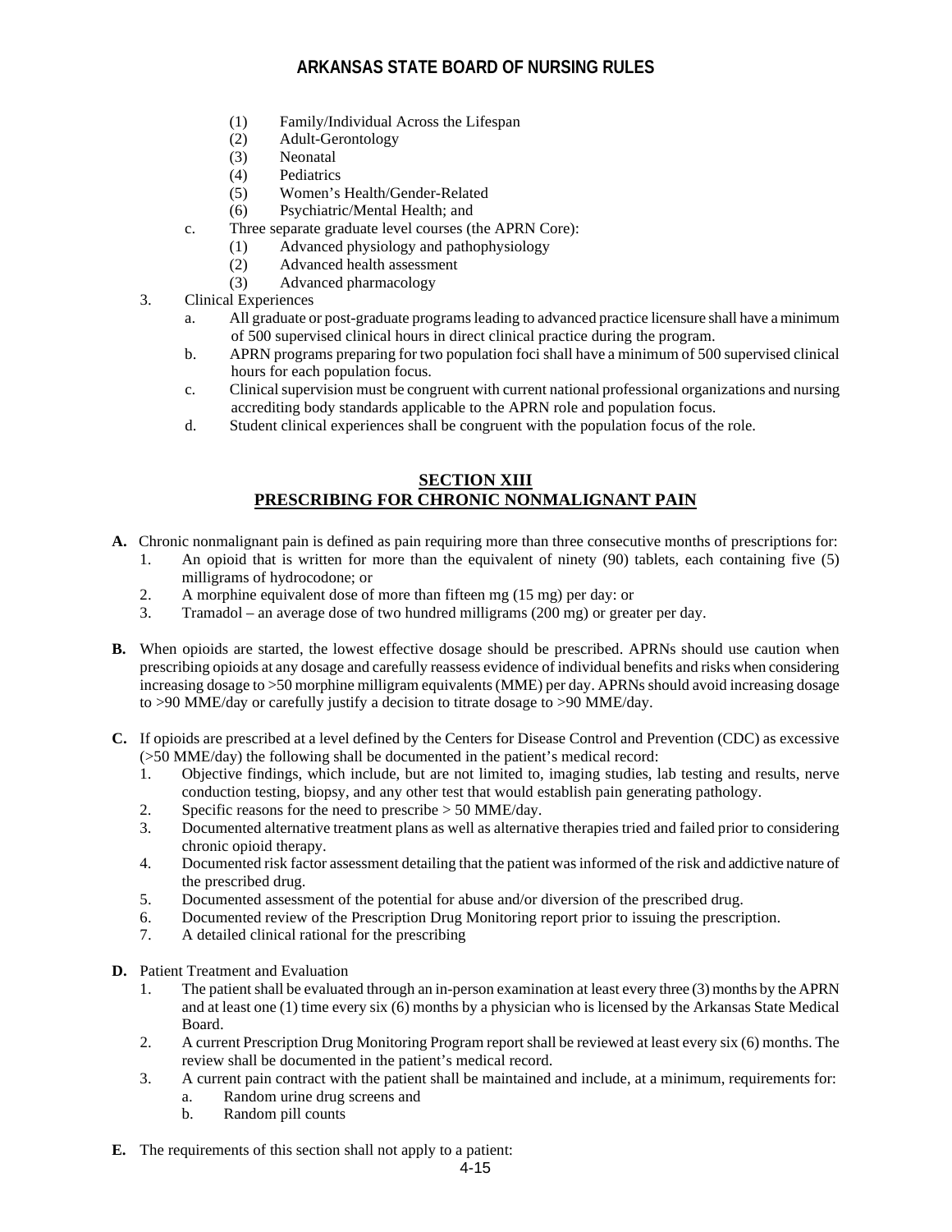(1) Family/Individual Across the Lifespan
(2) Adult-Gerontology
(3) Neonatal
(4) Pediatrics
(5) Women's Health/Gender-Related
(6) Psychiatric/Mental Health; and

c. Three separate graduate level courses (the APRN Core):
(1) Advanced physiology and pathophysiology
(2) Advanced health assessment
(3) Advanced pharmacology

3. Clinical Experiences
   a. All graduate or post-graduate programs leading to advanced practice licensure shall have a minimum of 500 supervised clinical hours in direct clinical practice during the program.
   b. APRN programs preparing for two population foci shall have a minimum of 500 supervised clinical hours for each population focus.
   c. Clinical supervision must be congruent with current national professional organizations and nursing accrediting body standards applicable to the APRN role and population focus.
   d. Student clinical experiences shall be congruent with the population focus of the role.

## SECTION XIII
## PRESCRIBING FOR CHRONIC NONMALIGNANT PAIN

**A.** Chronic nonmalignant pain is defined as pain requiring more than three consecutive months of prescriptions for:
1. An opioid that is written for more than the equivalent of ninety (90) tablets, each containing five (5) milligrams of hydrocodone; or
2. A morphine equivalent dose of more than fifteen mg (15 mg) per day: or
3. Tramadol – an average dose of two hundred milligrams (200 mg) or greater per day.

**B.** When opioids are started, the lowest effective dosage should be prescribed. APRNs should use caution when prescribing opioids at any dosage and carefully reassess evidence of individual benefits and risks when considering increasing dosage to >50 morphine milligram equivalents (MME) per day. APRNs should avoid increasing dosage to >90 MME/day or carefully justify a decision to titrate dosage to >90 MME/day.

**C.** If opioids are prescribed at a level defined by the Centers for Disease Control and Prevention (CDC) as excessive (>50 MME/day) the following shall be documented in the patient's medical record:
1. Objective findings, which include, but are not limited to, imaging studies, lab testing and results, nerve conduction testing, biopsy, and any other test that would establish pain generating pathology.
2. Specific reasons for the need to prescribe > 50 MME/day.
3. Documented alternative treatment plans as well as alternative therapies tried and failed prior to considering chronic opioid therapy.
4. Documented risk factor assessment detailing that the patient was informed of the risk and addictive nature of the prescribed drug.
5. Documented assessment of the potential for abuse and/or diversion of the prescribed drug.
6. Documented review of the Prescription Drug Monitoring report prior to issuing the prescription.
7. A detailed clinical rational for the prescribing

**D.** Patient Treatment and Evaluation
1. The patient shall be evaluated through an in-person examination at least every three (3) months by the APRN and at least one (1) time every six (6) months by a physician who is licensed by the Arkansas State Medical Board.
2. A current Prescription Drug Monitoring Program report shall be reviewed at least every six (6) months. The review shall be documented in the patient's medical record.
3. A current pain contract with the patient shall be maintained and include, at a minimum, requirements for:
   a. Random urine drug screens and
   b. Random pill counts

**E.** The requirements of this section shall not apply to a patient: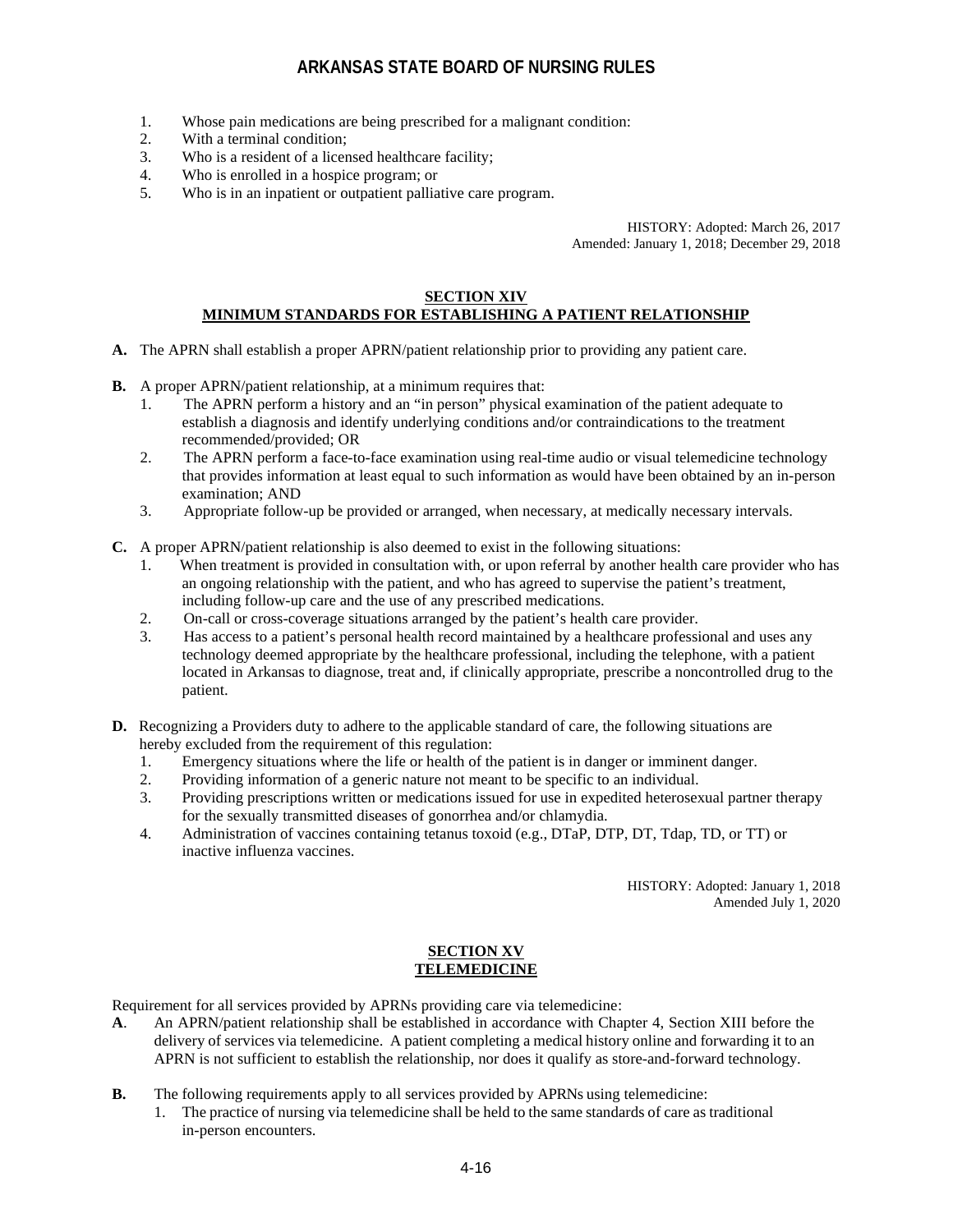1. Whose pain medications are being prescribed for a malignant condition:
2. With a terminal condition;
3. Who is a resident of a licensed healthcare facility;
4. Who is enrolled in a hospice program; or
5. Who is in an inpatient or outpatient palliative care program.

HISTORY: Adopted: March 26, 2017
Amended: January 1, 2018; December 29, 2018

## SECTION XIV
## MINIMUM STANDARDS FOR ESTABLISHING A PATIENT RELATIONSHIP

**A.** The APRN shall establish a proper APRN/patient relationship prior to providing any patient care.

**B.** A proper APRN/patient relationship, at a minimum requires that:

1. The APRN perform a history and an "in person" physical examination of the patient adequate to establish a diagnosis and identify underlying conditions and/or contraindications to the treatment recommended/provided; OR
2. The APRN perform a face-to-face examination using real-time audio or visual telemedicine technology that provides information at least equal to such information as would have been obtained by an in-person examination; AND
3. Appropriate follow-up be provided or arranged, when necessary, at medically necessary intervals.

**C.** A proper APRN/patient relationship is also deemed to exist in the following situations:

1. When treatment is provided in consultation with, or upon referral by another health care provider who has an ongoing relationship with the patient, and who has agreed to supervise the patient's treatment, including follow-up care and the use of any prescribed medications.
2. On-call or cross-coverage situations arranged by the patient's health care provider.
3. Has access to a patient's personal health record maintained by a healthcare professional and uses any technology deemed appropriate by the healthcare professional, including the telephone, with a patient located in Arkansas to diagnose, treat and, if clinically appropriate, prescribe a noncontrolled drug to the patient.

**D.** Recognizing a Providers duty to adhere to the applicable standard of care, the following situations are hereby excluded from the requirement of this regulation:

1. Emergency situations where the life or health of the patient is in danger or imminent danger.
2. Providing information of a generic nature not meant to be specific to an individual.
3. Providing prescriptions written or medications issued for use in expedited heterosexual partner therapy for the sexually transmitted diseases of gonorrhea and/or chlamydia.
4. Administration of vaccines containing tetanus toxoid (e.g., DTaP, DTP, DT, Tdap, TD, or TT) or inactive influenza vaccines.

HISTORY: Adopted: January 1, 2018
Amended July 1, 2020

## SECTION XV
## TELEMEDICINE

Requirement for all services provided by APRNs providing care via telemedicine:

**A**. An APRN/patient relationship shall be established in accordance with Chapter 4, Section XIII before the delivery of services via telemedicine. A patient completing a medical history online and forwarding it to an APRN is not sufficient to establish the relationship, nor does it qualify as store-and-forward technology.

**B.** The following requirements apply to all services provided by APRNs using telemedicine:

1. The practice of nursing via telemedicine shall be held to the same standards of care as traditional in-person encounters.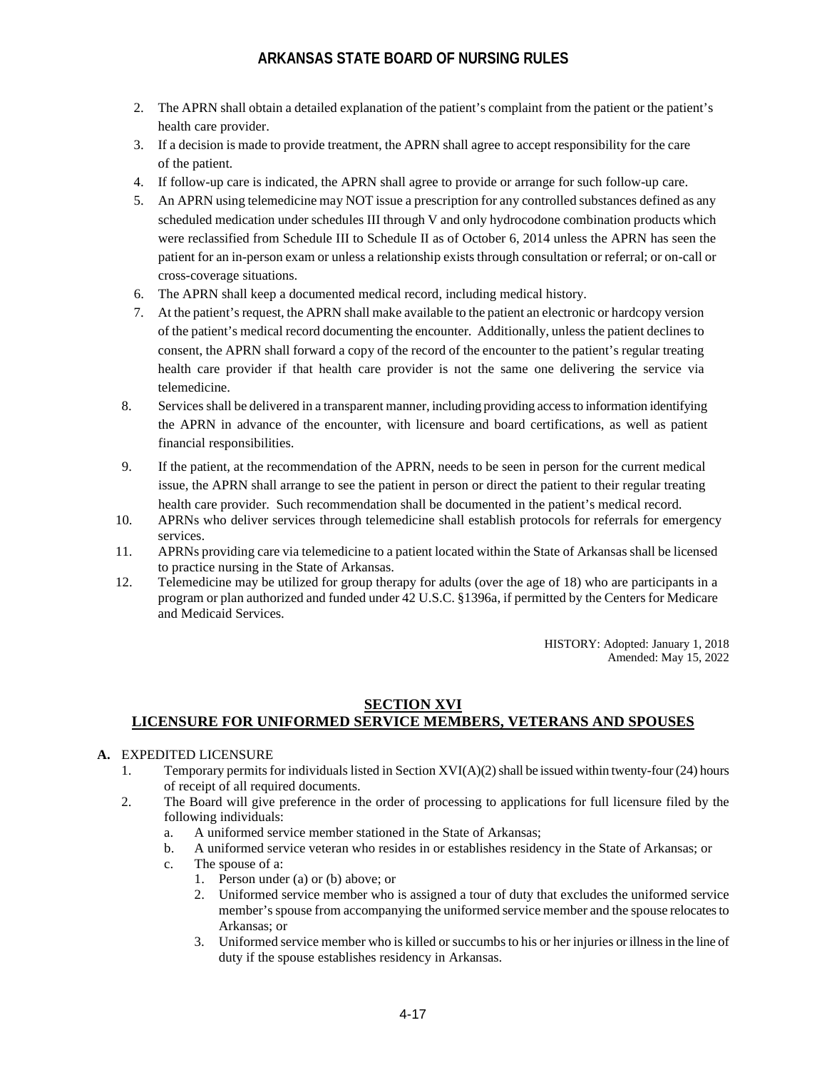2. The APRN shall obtain a detailed explanation of the patient's complaint from the patient or the patient's health care provider.
3. If a decision is made to provide treatment, the APRN shall agree to accept responsibility for the care of the patient.
4. If follow-up care is indicated, the APRN shall agree to provide or arrange for such follow-up care.
5. An APRN using telemedicine may NOT issue a prescription for any controlled substances defined as any scheduled medication under schedules III through V and only hydrocodone combination products which were reclassified from Schedule III to Schedule II as of October 6, 2014 unless the APRN has seen the patient for an in-person exam or unless a relationship exists through consultation or referral; or on-call or cross-coverage situations.
6. The APRN shall keep a documented medical record, including medical history.
7. At the patient's request, the APRN shall make available to the patient an electronic or hardcopy version of the patient's medical record documenting the encounter. Additionally, unless the patient declines to consent, the APRN shall forward a copy of the record of the encounter to the patient's regular treating health care provider if that health care provider is not the same one delivering the service via telemedicine.
8. Services shall be delivered in a transparent manner, including providing access to information identifying the APRN in advance of the encounter, with licensure and board certifications, as well as patient financial responsibilities.
9. If the patient, at the recommendation of the APRN, needs to be seen in person for the current medical issue, the APRN shall arrange to see the patient in person or direct the patient to their regular treating health care provider. Such recommendation shall be documented in the patient's medical record.
10. APRNs who deliver services through telemedicine shall establish protocols for referrals for emergency services.
11. APRNs providing care via telemedicine to a patient located within the State of Arkansas shall be licensed to practice nursing in the State of Arkansas.
12. Telemedicine may be utilized for group therapy for adults (over the age of 18) who are participants in a program or plan authorized and funded under 42 U.S.C. §1396a, if permitted by the Centers for Medicare and Medicaid Services.

HISTORY: Adopted: January 1, 2018
Amended: May 15, 2022

## SECTION XVI
## LICENSURE FOR UNIFORMED SERVICE MEMBERS, VETERANS AND SPOUSES

**A.** EXPEDITED LICENSURE

1. Temporary permits for individuals listed in Section XVI(A)(2) shall be issued within twenty-four (24) hours of receipt of all required documents.
2. The Board will give preference in the order of processing to applications for full licensure filed by the following individuals:
   a. A uniformed service member stationed in the State of Arkansas;
   b. A uniformed service veteran who resides in or establishes residency in the State of Arkansas; or
   c. The spouse of a:
      1. Person under (a) or (b) above; or
      2. Uniformed service member who is assigned a tour of duty that excludes the uniformed service member's spouse from accompanying the uniformed service member and the spouse relocates to Arkansas; or
      3. Uniformed service member who is killed or succumbs to his or her injuries or illness in the line of duty if the spouse establishes residency in Arkansas.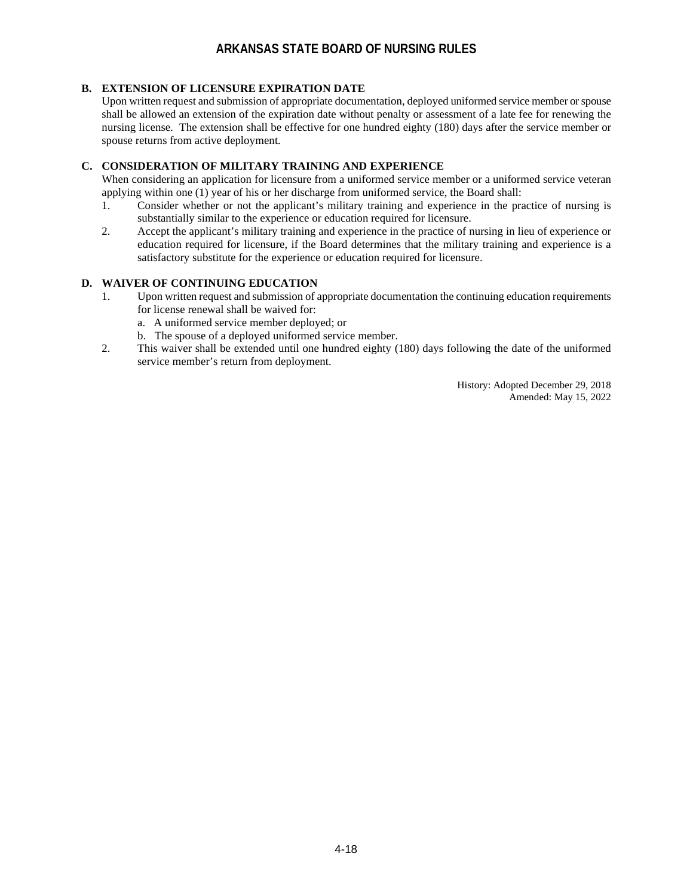**B. EXTENSION OF LICENSURE EXPIRATION DATE**

Upon written request and submission of appropriate documentation, deployed uniformed service member or spouse shall be allowed an extension of the expiration date without penalty or assessment of a late fee for renewing the nursing license. The extension shall be effective for one hundred eighty (180) days after the service member or spouse returns from active deployment.

**C. CONSIDERATION OF MILITARY TRAINING AND EXPERIENCE**

When considering an application for licensure from a uniformed service member or a uniformed service veteran applying within one (1) year of his or her discharge from uniformed service, the Board shall:

1. Consider whether or not the applicant's military training and experience in the practice of nursing is substantially similar to the experience or education required for licensure.
2. Accept the applicant's military training and experience in the practice of nursing in lieu of experience or education required for licensure, if the Board determines that the military training and experience is a satisfactory substitute for the experience or education required for licensure.

**D. WAIVER OF CONTINUING EDUCATION**

1. Upon written request and submission of appropriate documentation the continuing education requirements for license renewal shall be waived for:
   a. A uniformed service member deployed; or
   b. The spouse of a deployed uniformed service member.
2. This waiver shall be extended until one hundred eighty (180) days following the date of the uniformed service member's return from deployment.

History: Adopted December 29, 2018
Amended: May 15, 2022